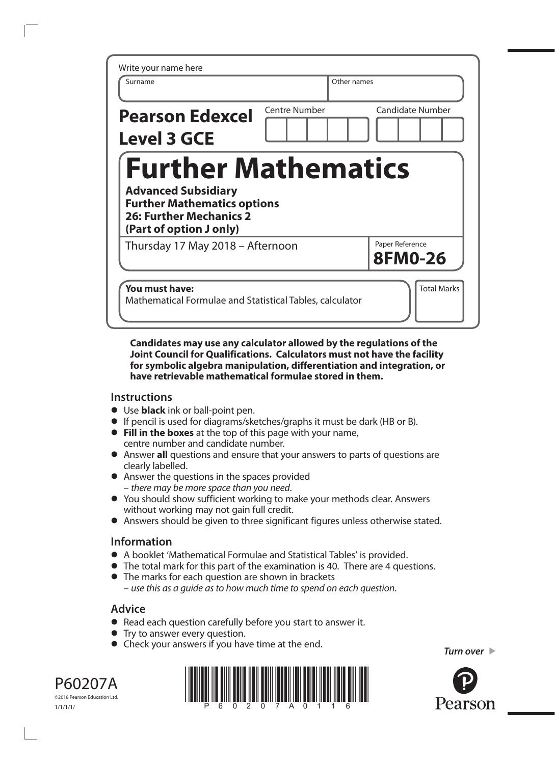Write your name here

| Surname | Other names |
| --- | --- |
| | |

**Pearson Edexcel Level 3 GCE**

| Centre Number | Candidate Number |
| --- | --- |
| | |

# Further Mathematics

**Advanced Subsidiary**
**Further Mathematics options**
**26: Further Mechanics 2**
**(Part of option J only)**

Thursday 17 May 2018 – Afternoon

Paper Reference
**8FM0-26**

**You must have:**
Mathematical Formulae and Statistical Tables, calculator

Total Marks

**Candidates may use any calculator allowed by the regulations of the Joint Council for Qualifications. Calculators must not have the facility for symbolic algebra manipulation, differentiation and integration, or have retrievable mathematical formulae stored in them.**

## Instructions

- Use **black** ink or ball-point pen.
- If pencil is used for diagrams/sketches/graphs it must be dark (HB or B).
- **Fill in the boxes** at the top of this page with your name, centre number and candidate number.
- Answer **all** questions and ensure that your answers to parts of questions are clearly labelled.
- Answer the questions in the spaces provided – *there may be more space than you need*.
- You should show sufficient working to make your methods clear. Answers without working may not gain full credit.
- Answers should be given to three significant figures unless otherwise stated.

## Information

- A booklet 'Mathematical Formulae and Statistical Tables' is provided.
- The total mark for this part of the examination is 40. There are 4 questions.
- The marks for each question are shown in brackets – *use this as a guide as to how much time to spend on each question*.

## Advice

- Read each question carefully before you start to answer it.
- Try to answer every question.
- Check your answers if you have time at the end.

*Turn over*

P60207A
©2018 Pearson Education Ltd.
1/1/1/1/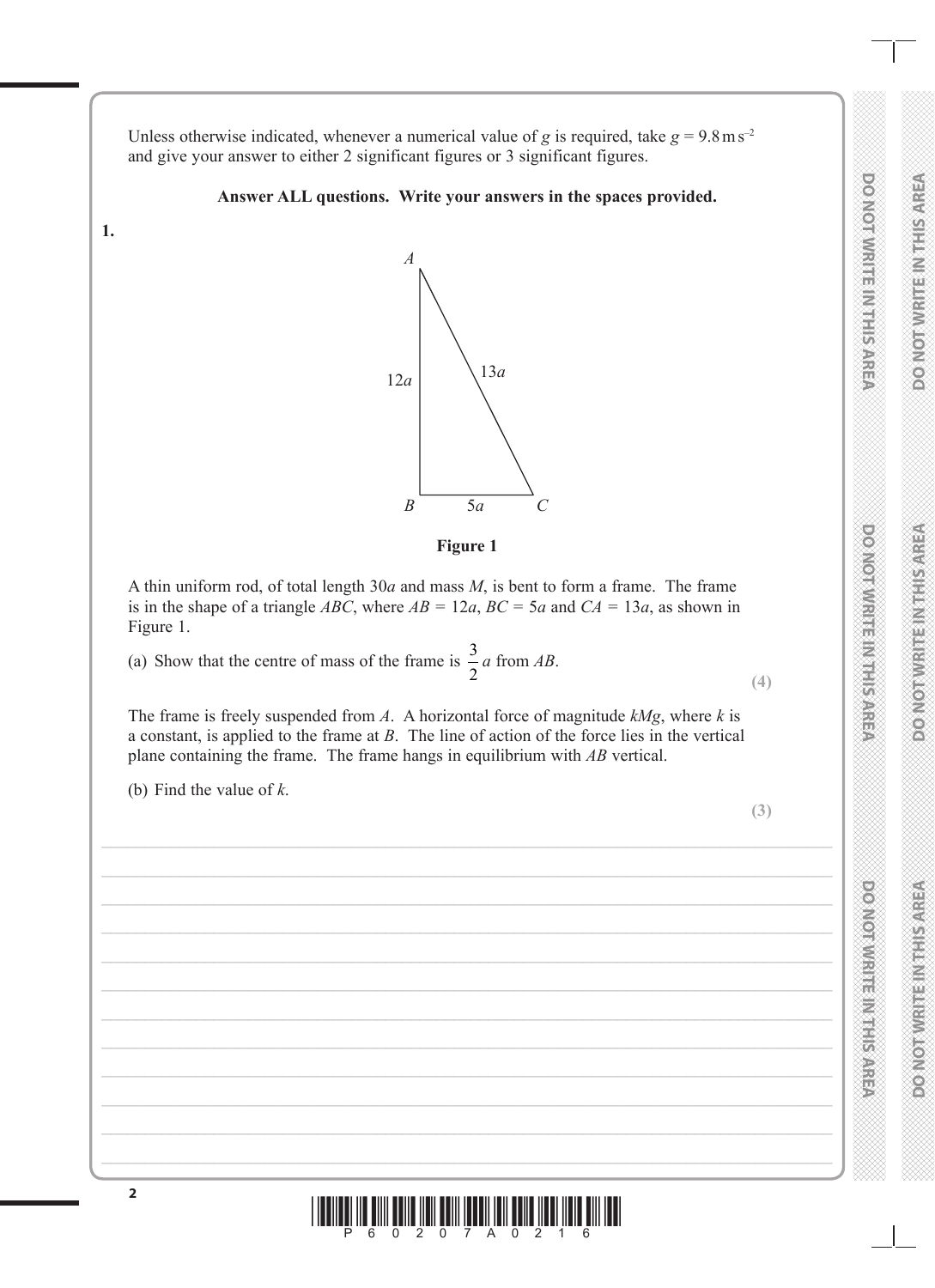Unless otherwise indicated, whenever a numerical value of $g$ is required, take $g = 9.8\,\text{m}\,\text{s}^{-2}$ and give your answer to either 2 significant figures or 3 significant figures.

**Answer ALL questions. Write your answers in the spaces provided.**

**1.**

**Figure 1**

A thin uniform rod, of total length $30a$ and mass $M$, is bent to form a frame. The frame is in the shape of a triangle $ABC$, where $AB = 12a$, $BC = 5a$ and $CA = 13a$, as shown in Figure 1.

(a) Show that the centre of mass of the frame is $\frac{3}{2}a$ from $AB$.

**(4)**

The frame is freely suspended from $A$. A horizontal force of magnitude $kMg$, where $k$ is a constant, is applied to the frame at $B$. The line of action of the force lies in the vertical plane containing the frame. The frame hangs in equilibrium with $AB$ vertical.

(b) Find the value of $k$.

**(3)**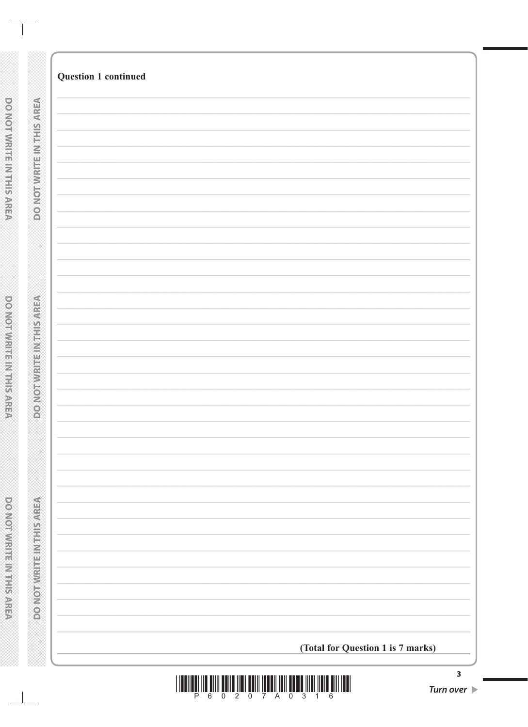**Question 1 continued**

**(Total for Question 1 is 7 marks)**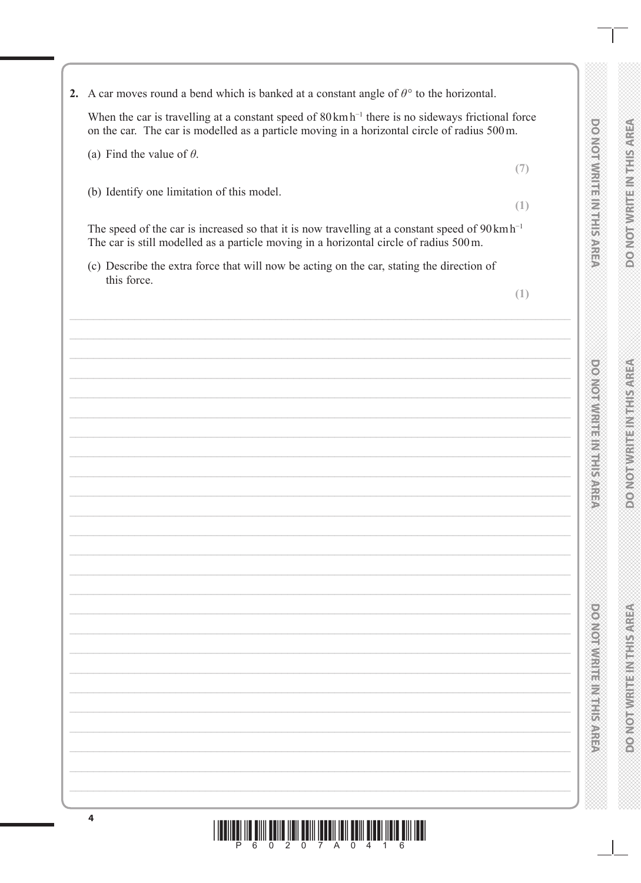**2.** A car moves round a bend which is banked at a constant angle of $\theta°$ to the horizontal.

When the car is travelling at a constant speed of $80 \text{ km h}^{-1}$ there is no sideways frictional force on the car. The car is modelled as a particle moving in a horizontal circle of radius 500 m.

(a) Find the value of $\theta$.

**(7)**

(b) Identify one limitation of this model.

**(1)**

The speed of the car is increased so that it is now travelling at a constant speed of $90 \text{ km h}^{-1}$
The car is still modelled as a particle moving in a horizontal circle of radius 500 m.

(c) Describe the extra force that will now be acting on the car, stating the direction of this force.

**(1)**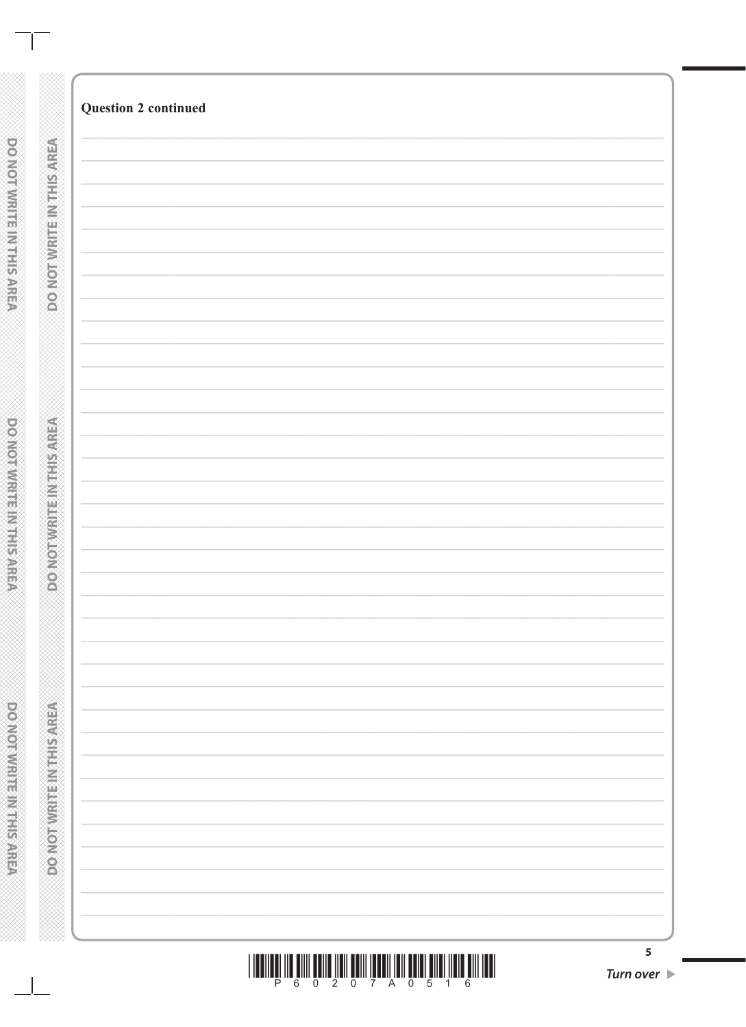**Question 2 continued**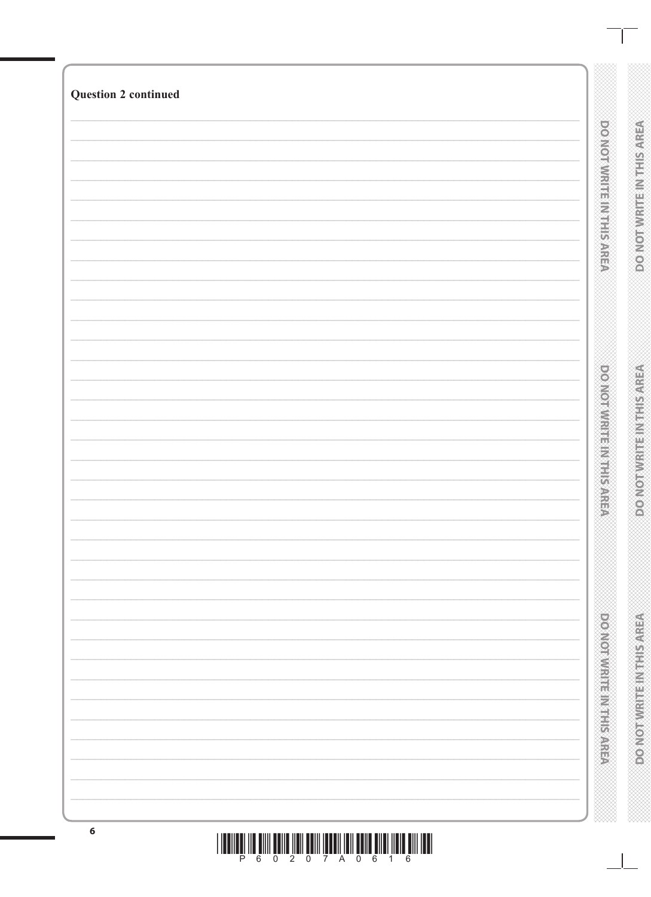**Question 2 continued**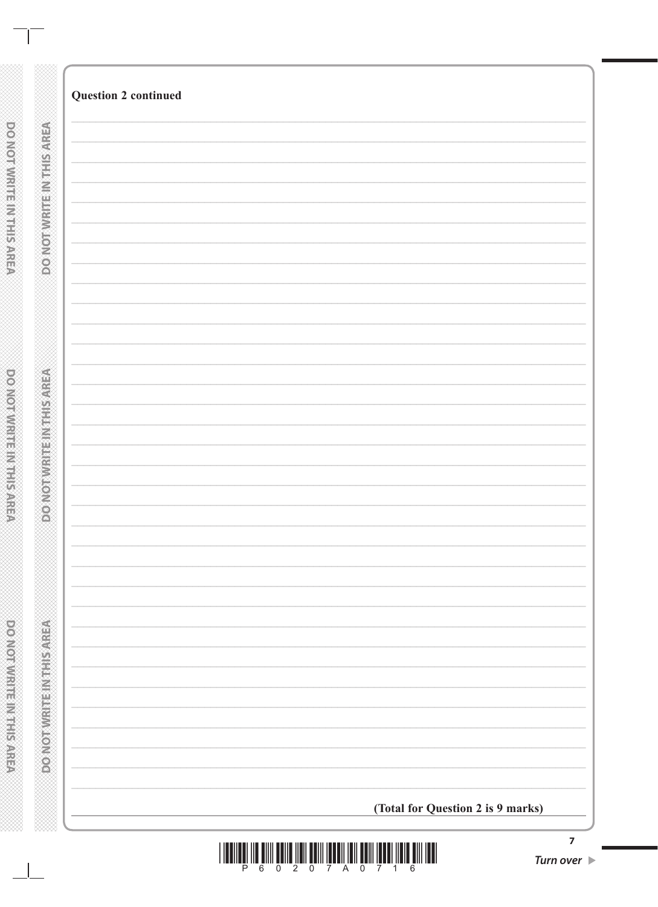**Question 2 continued**

**(Total for Question 2 is 9 marks)**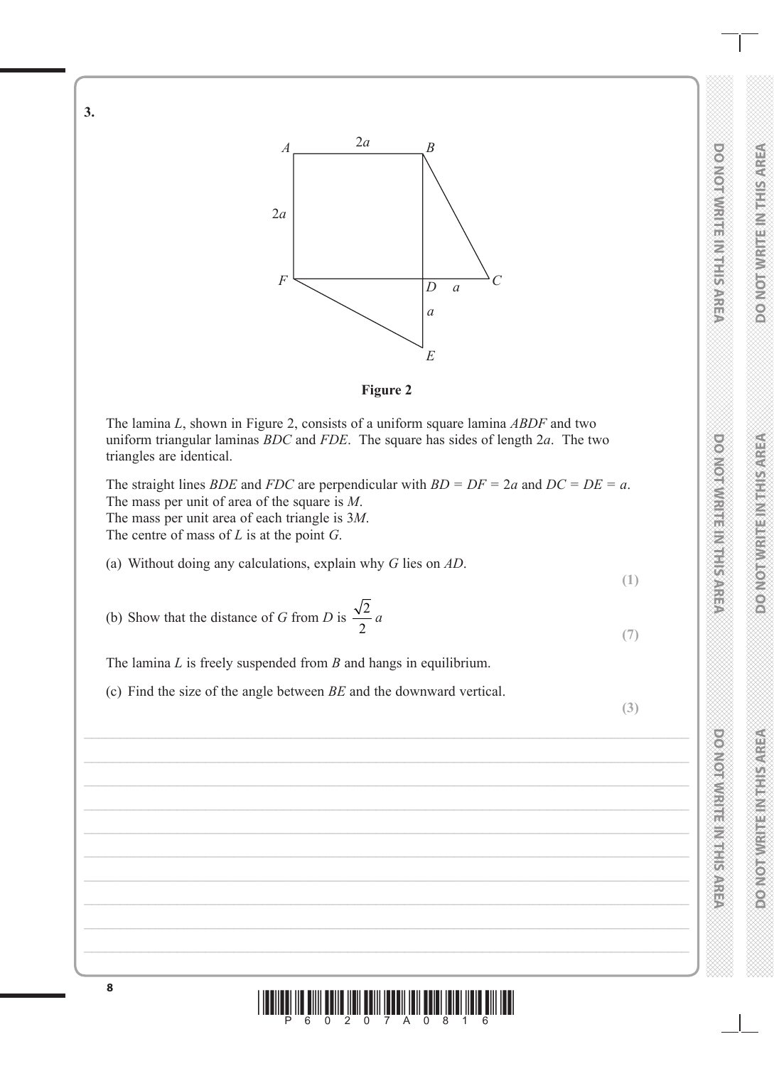**3.**

**Figure 2**

The lamina $L$, shown in Figure 2, consists of a uniform square lamina $ABDF$ and two uniform triangular laminas $BDC$ and $FDE$. The square has sides of length $2a$. The two triangles are identical.

The straight lines $BDE$ and $FDC$ are perpendicular with $BD = DF = 2a$ and $DC = DE = a$.
The mass per unit of area of the square is $M$.
The mass per unit area of each triangle is $3M$.
The centre of mass of $L$ is at the point $G$.

(a) Without doing any calculations, explain why $G$ lies on $AD$.

**(1)**

(b) Show that the distance of $G$ from $D$ is $\dfrac{\sqrt{2}}{2}a$

**(7)**

The lamina $L$ is freely suspended from $B$ and hangs in equilibrium.

(c) Find the size of the angle between $BE$ and the downward vertical.

**(3)**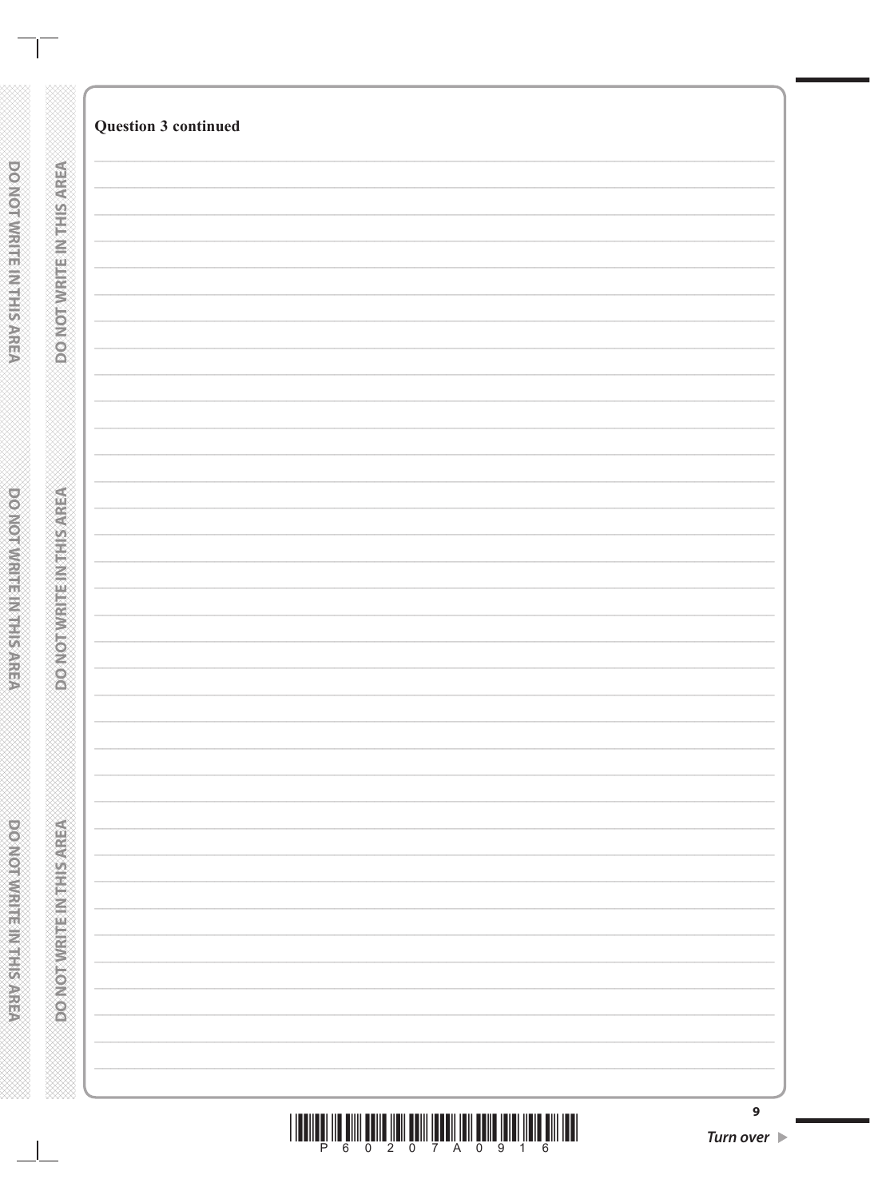**Question 3 continued**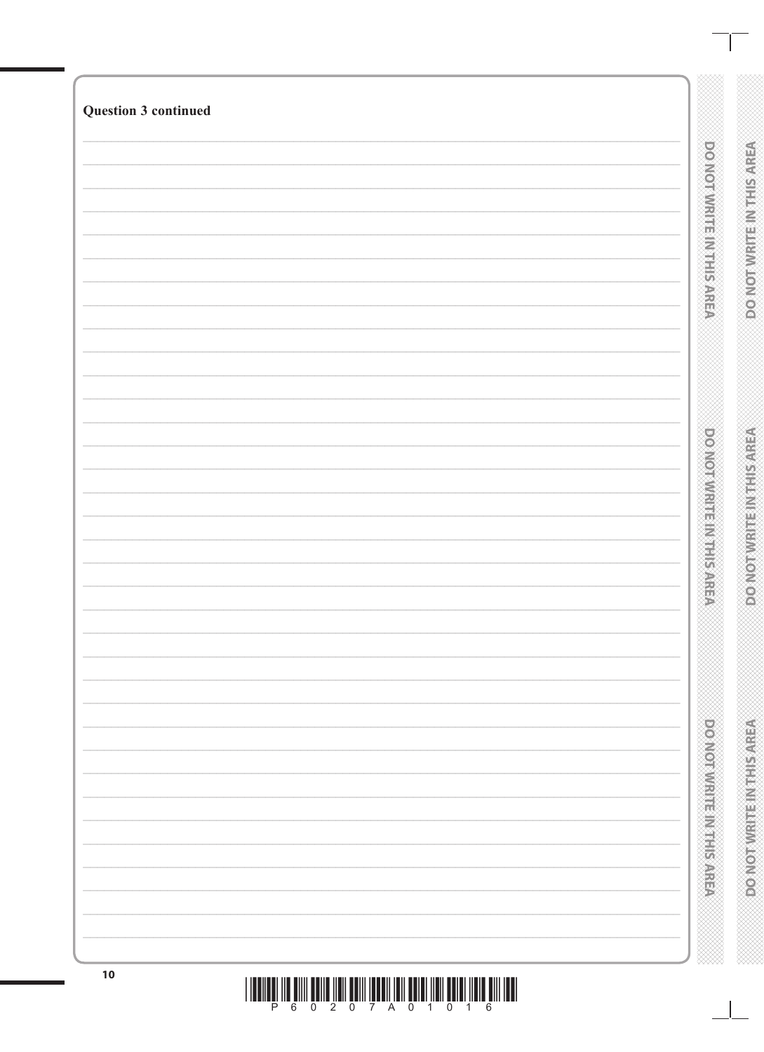**Question 3 continued**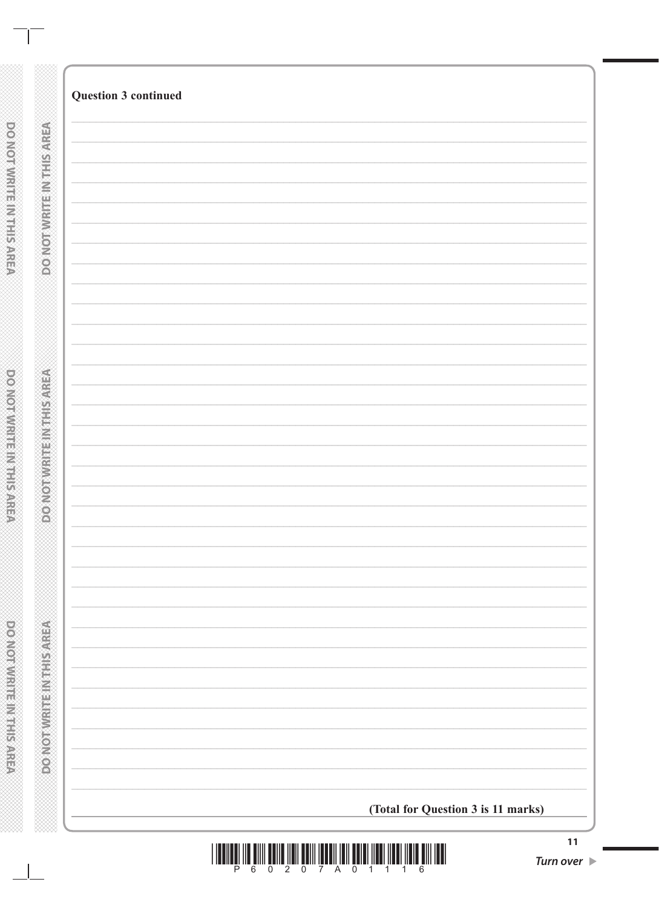**Question 3 continued**

**(Total for Question 3 is 11 marks)**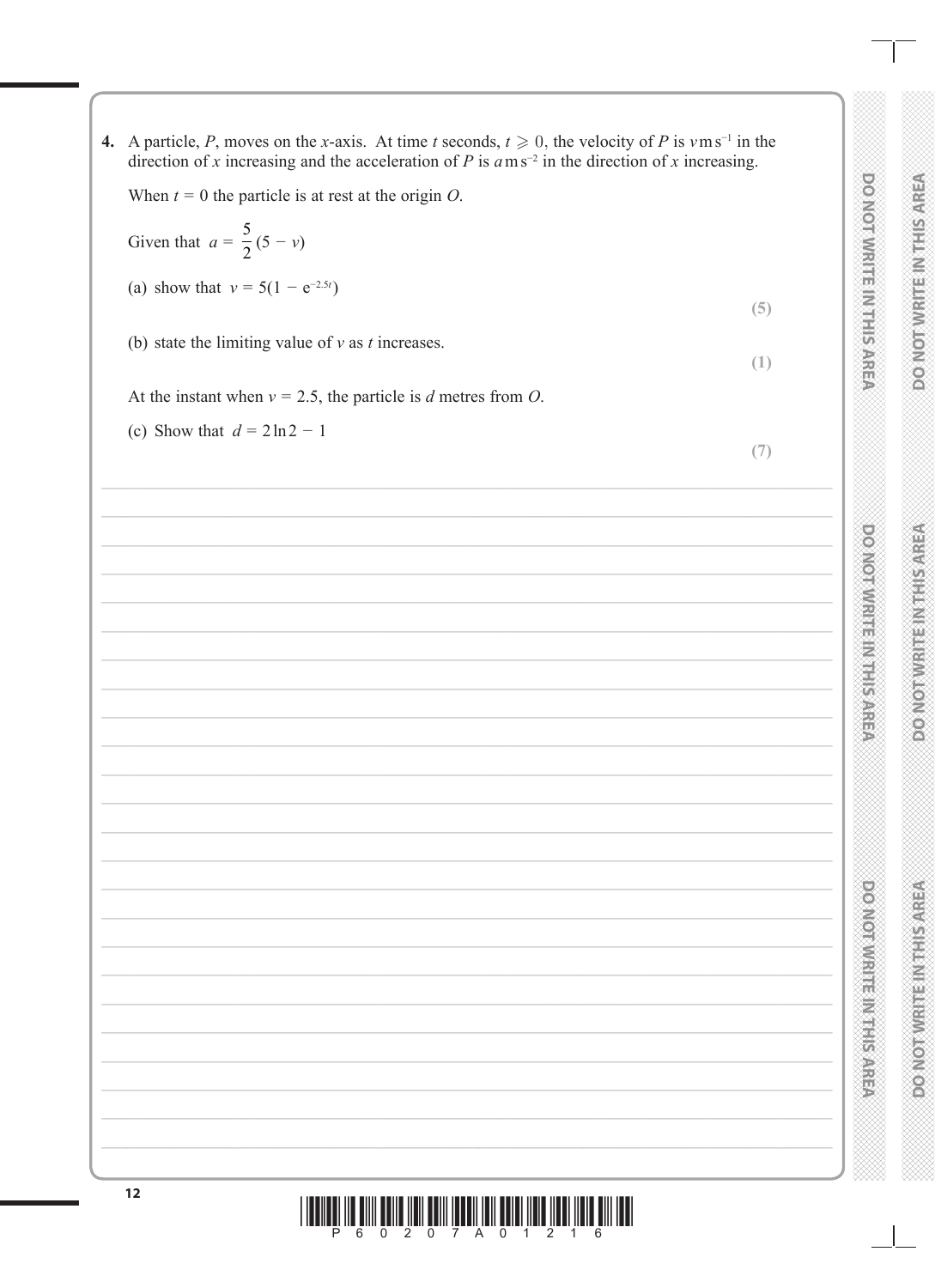**4.** A particle, $P$, moves on the $x$-axis. At time $t$ seconds, $t \geqslant 0$, the velocity of $P$ is $v\,\text{m s}^{-1}$ in the direction of $x$ increasing and the acceleration of $P$ is $a\,\text{m s}^{-2}$ in the direction of $x$ increasing.

When $t = 0$ the particle is at rest at the origin $O$.

Given that $a = \dfrac{5}{2}(5 - v)$

(a) show that $v = 5(1 - e^{-2.5t})$ **(5)**

(b) state the limiting value of $v$ as $t$ increases. **(1)**

At the instant when $v = 2.5$, the particle is $d$ metres from $O$.

(c) Show that $d = 2\ln 2 - 1$ **(7)**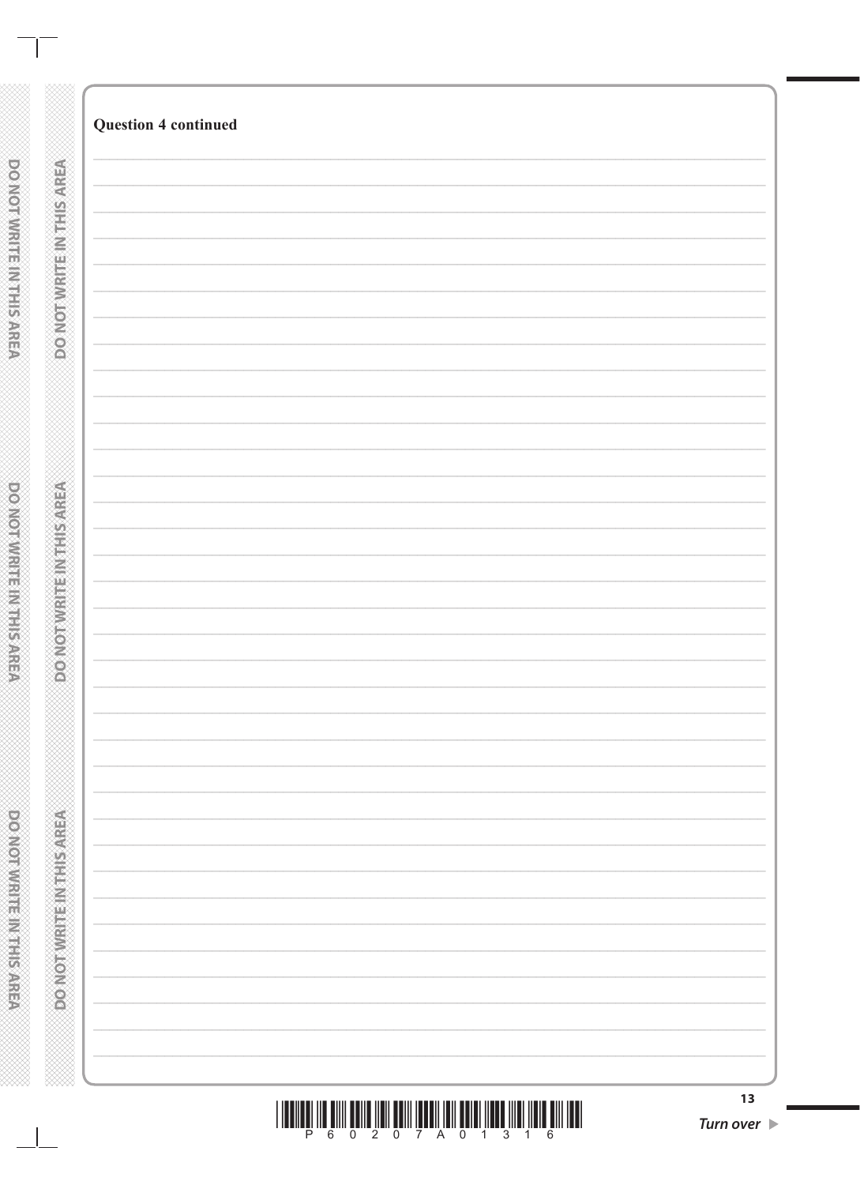**Question 4 continued**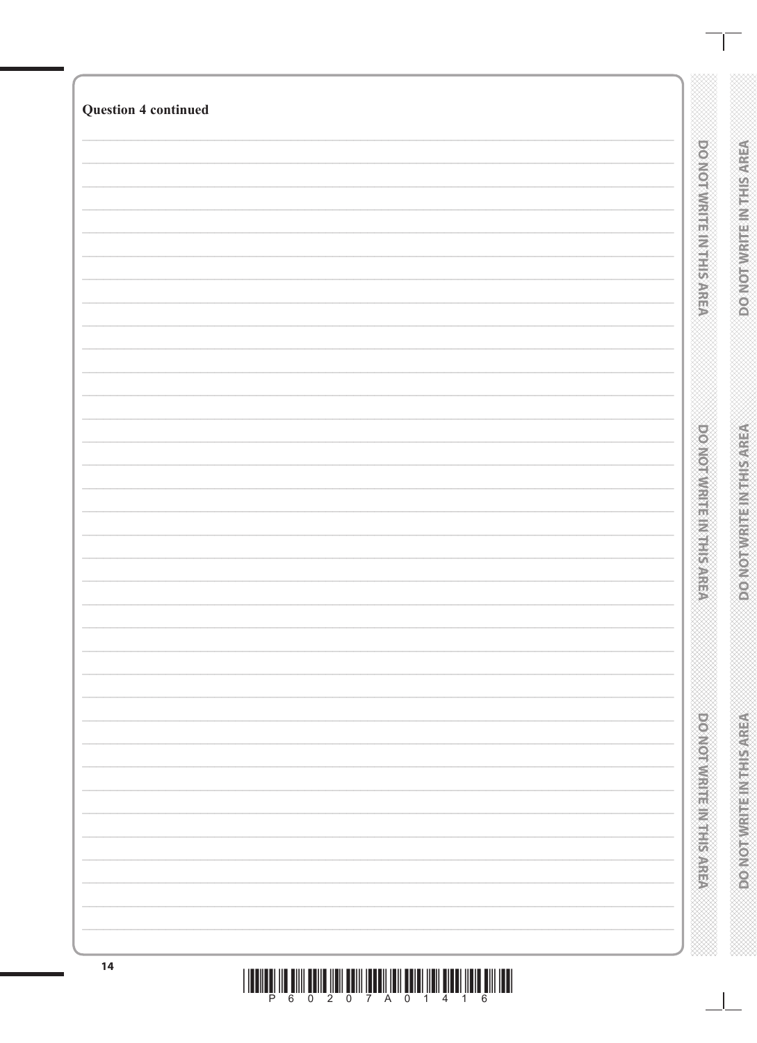**Question 4 continued**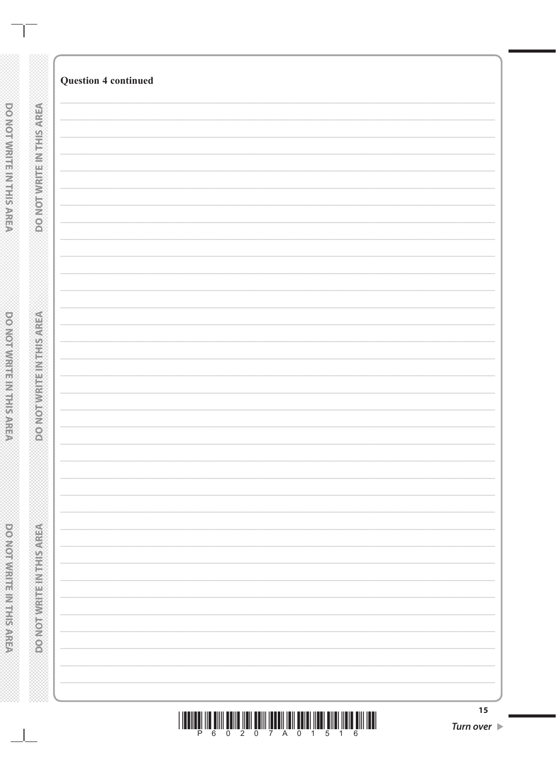**Question 4 continued**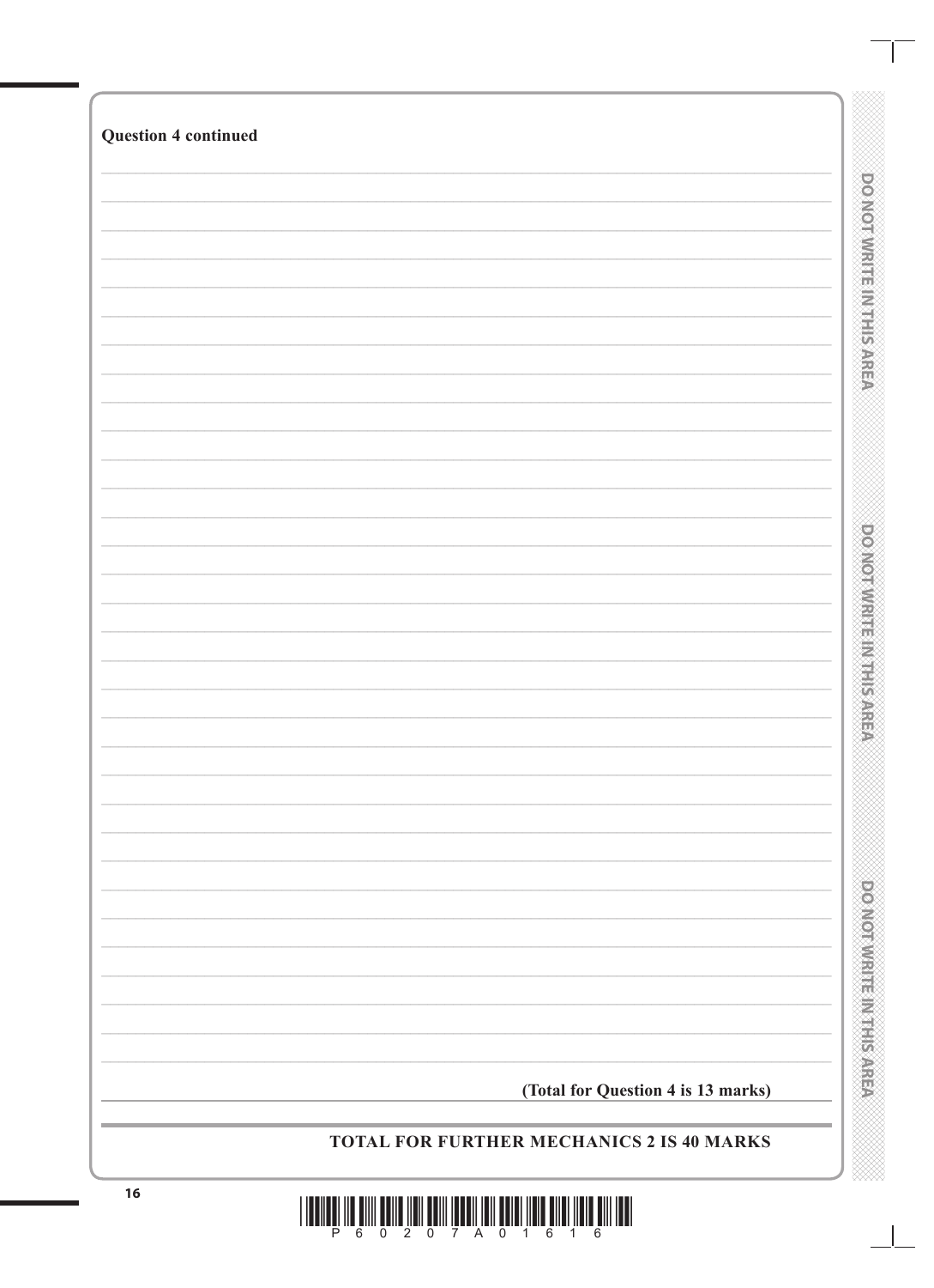**Question 4 continued**

**(Total for Question 4 is 13 marks)**

**TOTAL FOR FURTHER MECHANICS 2 IS 40 MARKS**